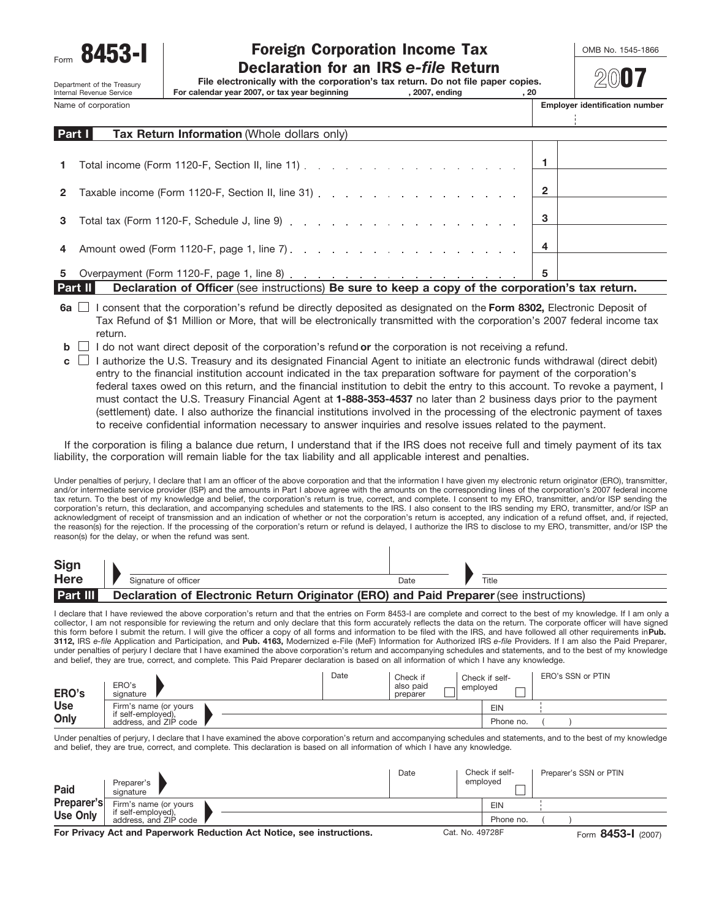Form **8453-I**

Department of the Treasury
Internal Revenue Service

# Foreign Corporation Income Tax Declaration for an IRS *e-file* Return

**File electronically with the corporation's tax return. Do not file paper copies.**

**For calendar year 2007, or tax year beginning , 2007, ending , 20**

OMB No. 1545-1866

**2007**

| Name of corporation | Employer identification number |
|---|---|
| | |

## Part I Tax Return Information (Whole dollars only)

| | | | |
|---|---|---|---|
| **1** | Total income (Form 1120-F, Section II, line 11) | **1** | |
| **2** | Taxable income (Form 1120-F, Section II, line 31) | **2** | |
| **3** | Total tax (Form 1120-F, Schedule J, line 9) | **3** | |
| **4** | Amount owed (Form 1120-F, page 1, line 7) | **4** | |
| **5** | Overpayment (Form 1120-F, page 1, line 8) | **5** | |

## Part II Declaration of Officer (see instructions) Be sure to keep a copy of the corporation's tax return.

**6a** ☐ I consent that the corporation's refund be directly deposited as designated on the **Form 8302,** Electronic Deposit of Tax Refund of $1 Million or More, that will be electronically transmitted with the corporation's 2007 federal income tax return.

**b** ☐ I do not want direct deposit of the corporation's refund **or** the corporation is not receiving a refund.

**c** ☐ I authorize the U.S. Treasury and its designated Financial Agent to initiate an electronic funds withdrawal (direct debit) entry to the financial institution account indicated in the tax preparation software for payment of the corporation's federal taxes owed on this return, and the financial institution to debit the entry to this account. To revoke a payment, I must contact the U.S. Treasury Financial Agent at **1-888-353-4537** no later than 2 business days prior to the payment (settlement) date. I also authorize the financial institutions involved in the processing of the electronic payment of taxes to receive confidential information necessary to answer inquiries and resolve issues related to the payment.

If the corporation is filing a balance due return, I understand that if the IRS does not receive full and timely payment of its tax liability, the corporation will remain liable for the tax liability and all applicable interest and penalties.

Under penalties of perjury, I declare that I am an officer of the above corporation and that the information I have given my electronic return originator (ERO), transmitter, and/or intermediate service provider (ISP) and the amounts in Part I above agree with the amounts on the corresponding lines of the corporation's 2007 federal income tax return. To the best of my knowledge and belief, the corporation's return is true, correct, and complete. I consent to my ERO, transmitter, and/or ISP sending the corporation's return, this declaration, and accompanying schedules and statements to the IRS. I also consent to the IRS sending my ERO, transmitter, and/or ISP an acknowledgment of receipt of transmission and an indication of whether or not the corporation's return is accepted, any indication of a refund offset, and, if rejected, the reason(s) for the rejection. If the processing of the corporation's return or refund is delayed, I authorize the IRS to disclose to my ERO, transmitter, and/or ISP the reason(s) for the delay, or when the refund was sent.

| **Sign Here** | Signature of officer | Date | Title |
|---|---|---|---|

## Part III Declaration of Electronic Return Originator (ERO) and Paid Preparer (see instructions)

I declare that I have reviewed the above corporation's return and that the entries on Form 8453-I are complete and correct to the best of my knowledge. If I am only a collector, I am not responsible for reviewing the return and only declare that this form accurately reflects the data on the return. The corporate officer will have signed this form before I submit the return. I will give the officer a copy of all forms and information to be filed with the IRS, and have followed all other requirements in **Pub. 3112,** IRS *e-file* Application and Participation, and **Pub. 4163,** Modernized e-File (MeF) Information for Authorized IRS *e-file* Providers. If I am also the Paid Preparer, under penalties of perjury I declare that I have examined the above corporation's return and accompanying schedules and statements, and to the best of my knowledge and belief, they are true, correct, and complete. This Paid Preparer declaration is based on all information of which I have any knowledge.

| **ERO's Use Only** | ERO's signature | Date | Check if also paid preparer ☐ | Check if self-employed ☐ | ERO's SSN or PTIN |
|---|---|---|---|---|---|
| | Firm's name (or yours if self-employed), address, and ZIP code | | | EIN | |
| | | | | Phone no. | ( ) |

Under penalties of perjury, I declare that I have examined the above corporation's return and accompanying schedules and statements, and to the best of my knowledge and belief, they are true, correct, and complete. This declaration is based on all information of which I have any knowledge.

| **Paid Preparer's Use Only** | Preparer's signature | Date | Check if self-employed ☐ | Preparer's SSN or PTIN |
|---|---|---|---|---|
| | Firm's name (or yours if self-employed), address, and ZIP code | | EIN | |
| | | | Phone no. | ( ) |

**For Privacy Act and Paperwork Reduction Act Notice, see instructions.** Cat. No. 49728F Form **8453-I** (2007)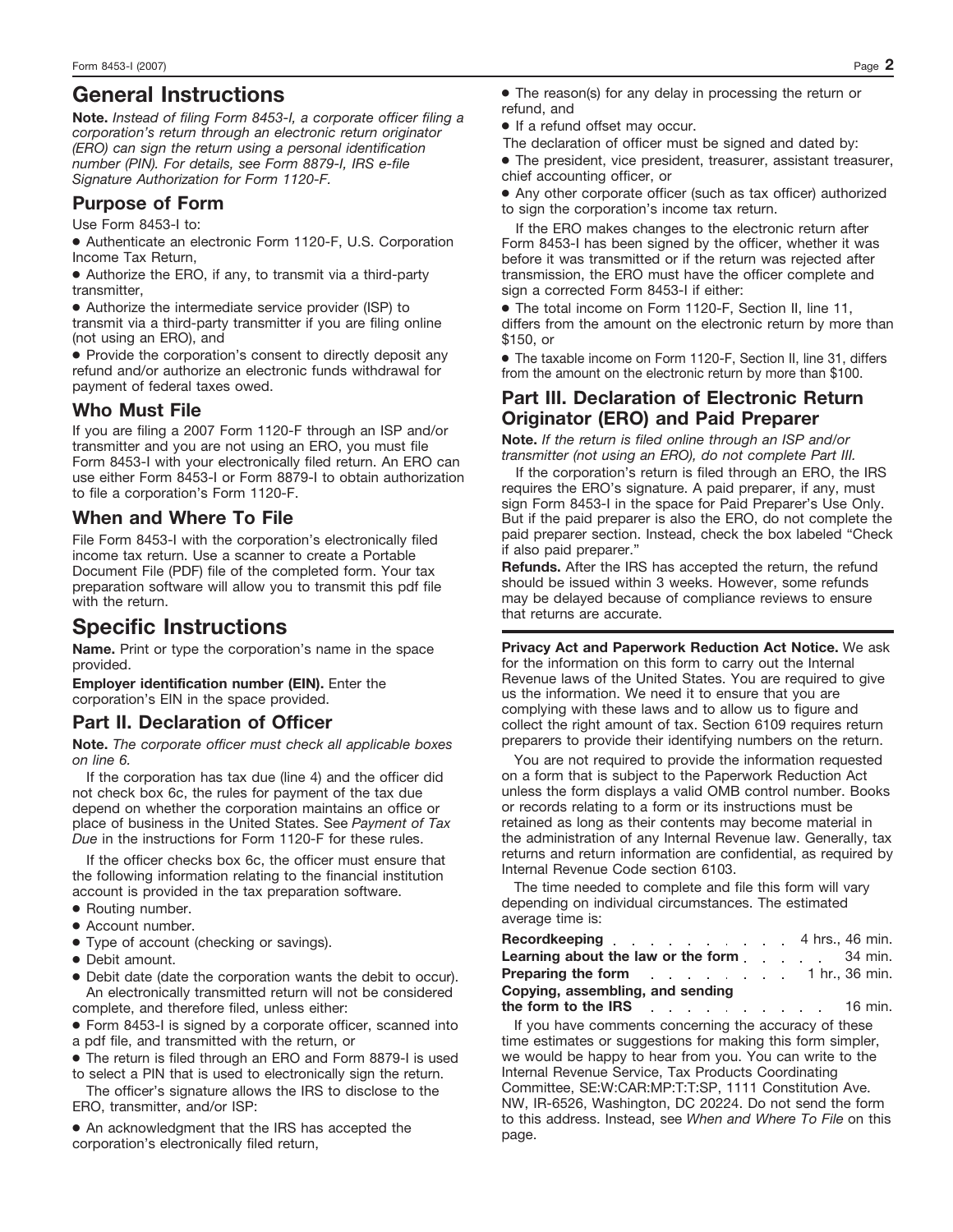# General Instructions

**Note.** *Instead of filing Form 8453-I, a corporate officer filing a corporation's return through an electronic return originator (ERO) can sign the return using a personal identification number (PIN). For details, see Form 8879-I, IRS e-file Signature Authorization for Form 1120-F.*

## Purpose of Form

Use Form 8453-I to:

- Authenticate an electronic Form 1120-F, U.S. Corporation Income Tax Return,
- Authorize the ERO, if any, to transmit via a third-party transmitter,
- Authorize the intermediate service provider (ISP) to transmit via a third-party transmitter if you are filing online (not using an ERO), and
- Provide the corporation's consent to directly deposit any refund and/or authorize an electronic funds withdrawal for payment of federal taxes owed.

## Who Must File

If you are filing a 2007 Form 1120-F through an ISP and/or transmitter and you are not using an ERO, you must file Form 8453-I with your electronically filed return. An ERO can use either Form 8453-I or Form 8879-I to obtain authorization to file a corporation's Form 1120-F.

## When and Where To File

File Form 8453-I with the corporation's electronically filed income tax return. Use a scanner to create a Portable Document File (PDF) file of the completed form. Your tax preparation software will allow you to transmit this pdf file with the return.

# Specific Instructions

**Name.** Print or type the corporation's name in the space provided.

**Employer identification number (EIN).** Enter the corporation's EIN in the space provided.

## Part II. Declaration of Officer

**Note.** *The corporate officer must check all applicable boxes on line 6.*

If the corporation has tax due (line 4) and the officer did not check box 6c, the rules for payment of the tax due depend on whether the corporation maintains an office or place of business in the United States. See *Payment of Tax Due* in the instructions for Form 1120-F for these rules.

If the officer checks box 6c, the officer must ensure that the following information relating to the financial institution account is provided in the tax preparation software.

- Routing number.
- Account number.
- Type of account (checking or savings).
- Debit amount.
- Debit date (date the corporation wants the debit to occur).

An electronically transmitted return will not be considered complete, and therefore filed, unless either:

- Form 8453-I is signed by a corporate officer, scanned into a pdf file, and transmitted with the return, or
- The return is filed through an ERO and Form 8879-I is used to select a PIN that is used to electronically sign the return.

The officer's signature allows the IRS to disclose to the ERO, transmitter, and/or ISP:

- An acknowledgment that the IRS has accepted the corporation's electronically filed return,
- The reason(s) for any delay in processing the return or refund, and
- If a refund offset may occur.

The declaration of officer must be signed and dated by:

- The president, vice president, treasurer, assistant treasurer, chief accounting officer, or
- Any other corporate officer (such as tax officer) authorized to sign the corporation's income tax return.

If the ERO makes changes to the electronic return after Form 8453-I has been signed by the officer, whether it was before it was transmitted or if the return was rejected after transmission, the ERO must have the officer complete and sign a corrected Form 8453-I if either:

- The total income on Form 1120-F, Section II, line 11, differs from the amount on the electronic return by more than $150, or
- The taxable income on Form 1120-F, Section II, line 31, differs from the amount on the electronic return by more than $100.

## Part III. Declaration of Electronic Return Originator (ERO) and Paid Preparer

**Note.** *If the return is filed online through an ISP and/or transmitter (not using an ERO), do not complete Part III.*

If the corporation's return is filed through an ERO, the IRS requires the ERO's signature. A paid preparer, if any, must sign Form 8453-I in the space for Paid Preparer's Use Only. But if the paid preparer is also the ERO, do not complete the paid preparer section. Instead, check the box labeled "Check if also paid preparer."

**Refunds.** After the IRS has accepted the return, the refund should be issued within 3 weeks. However, some refunds may be delayed because of compliance reviews to ensure that returns are accurate.

**Privacy Act and Paperwork Reduction Act Notice.** We ask for the information on this form to carry out the Internal Revenue laws of the United States. You are required to give us the information. We need it to ensure that you are complying with these laws and to allow us to figure and collect the right amount of tax. Section 6109 requires return preparers to provide their identifying numbers on the return.

You are not required to provide the information requested on a form that is subject to the Paperwork Reduction Act unless the form displays a valid OMB control number. Books or records relating to a form or its instructions must be retained as long as their contents may become material in the administration of any Internal Revenue law. Generally, tax returns and return information are confidential, as required by Internal Revenue Code section 6103.

The time needed to complete and file this form will vary depending on individual circumstances. The estimated average time is:

| | |
|---|---|
| **Recordkeeping** | 4 hrs., 46 min. |
| **Learning about the law or the form** | 34 min. |
| **Preparing the form** | 1 hr., 36 min. |
| **Copying, assembling, and sending the form to the IRS** | 16 min. |

If you have comments concerning the accuracy of these time estimates or suggestions for making this form simpler, we would be happy to hear from you. You can write to the Internal Revenue Service, Tax Products Coordinating Committee, SE:W:CAR:MP:T:T:SP, 1111 Constitution Ave. NW, IR-6526, Washington, DC 20224. Do not send the form to this address. Instead, see *When and Where To File* on this page.